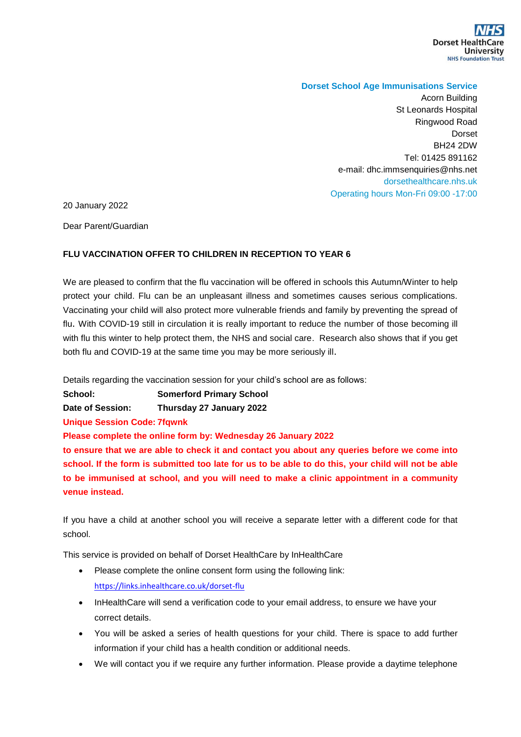NHS
Dorset HealthCare University
NHS Foundation Trust

**Dorset School Age Immunisations Service**
Acorn Building
St Leonards Hospital
Ringwood Road
Dorset
BH24 2DW
Tel: 01425 891162
e-mail: dhc.immsenquiries@nhs.net
dorsethealthcare.nhs.uk
Operating hours Mon-Fri 09:00 -17:00

20 January 2022

Dear Parent/Guardian

**FLU VACCINATION OFFER TO CHILDREN IN RECEPTION TO YEAR 6**

We are pleased to confirm that the flu vaccination will be offered in schools this Autumn/Winter to help protect your child. Flu can be an unpleasant illness and sometimes causes serious complications. Vaccinating your child will also protect more vulnerable friends and family by preventing the spread of flu. With COVID-19 still in circulation it is really important to reduce the number of those becoming ill with flu this winter to help protect them, the NHS and social care. Research also shows that if you get both flu and COVID-19 at the same time you may be more seriously ill.

Details regarding the vaccination session for your child's school are as follows:

**School:** **Somerford Primary School**
**Date of Session:** **Thursday 27 January 2022**
**Unique Session Code: 7fqwnk**
**Please complete the online form by: Wednesday 26 January 2022**
**to ensure that we are able to check it and contact you about any queries before we come into school. If the form is submitted too late for us to be able to do this, your child will not be able to be immunised at school, and you will need to make a clinic appointment in a community venue instead.**

If you have a child at another school you will receive a separate letter with a different code for that school.

This service is provided on behalf of Dorset HealthCare by InHealthCare

- Please complete the online consent form using the following link: https://links.inhealthcare.co.uk/dorset-flu
- InHealthCare will send a verification code to your email address, to ensure we have your correct details.
- You will be asked a series of health questions for your child. There is space to add further information if your child has a health condition or additional needs.
- We will contact you if we require any further information. Please provide a daytime telephone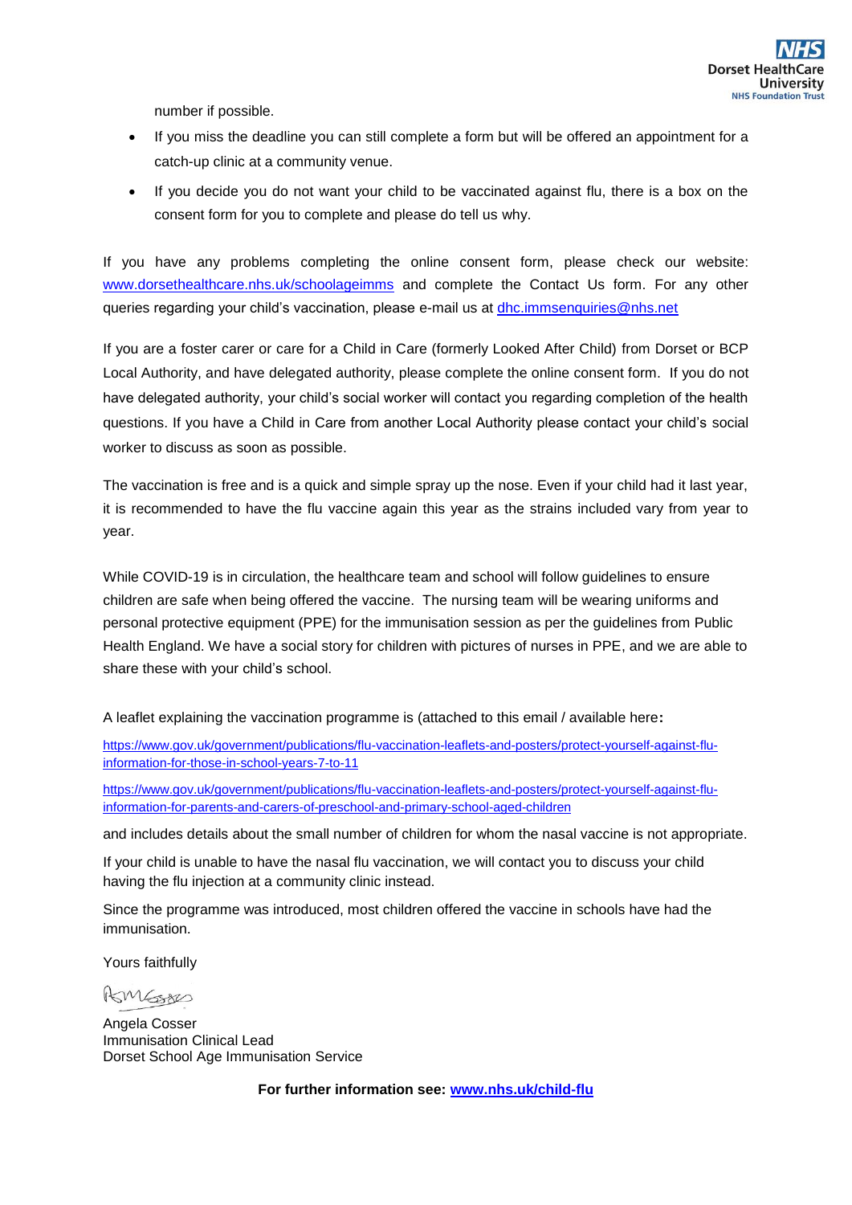number if possible.

- If you miss the deadline you can still complete a form but will be offered an appointment for a catch-up clinic at a community venue.
- If you decide you do not want your child to be vaccinated against flu, there is a box on the consent form for you to complete and please do tell us why.

If you have any problems completing the online consent form, please check our website: www.dorsethealthcare.nhs.uk/schoolageimms and complete the Contact Us form. For any other queries regarding your child's vaccination, please e-mail us at dhc.immsenquiries@nhs.net

If you are a foster carer or care for a Child in Care (formerly Looked After Child) from Dorset or BCP Local Authority, and have delegated authority, please complete the online consent form. If you do not have delegated authority, your child's social worker will contact you regarding completion of the health questions. If you have a Child in Care from another Local Authority please contact your child's social worker to discuss as soon as possible.

The vaccination is free and is a quick and simple spray up the nose. Even if your child had it last year, it is recommended to have the flu vaccine again this year as the strains included vary from year to year.

While COVID-19 is in circulation, the healthcare team and school will follow guidelines to ensure children are safe when being offered the vaccine. The nursing team will be wearing uniforms and personal protective equipment (PPE) for the immunisation session as per the guidelines from Public Health England. We have a social story for children with pictures of nurses in PPE, and we are able to share these with your child's school.

A leaflet explaining the vaccination programme is (attached to this email / available here**:**

https://www.gov.uk/government/publications/flu-vaccination-leaflets-and-posters/protect-yourself-against-flu-information-for-those-in-school-years-7-to-11

https://www.gov.uk/government/publications/flu-vaccination-leaflets-and-posters/protect-yourself-against-flu-information-for-parents-and-carers-of-preschool-and-primary-school-aged-children

and includes details about the small number of children for whom the nasal vaccine is not appropriate.

If your child is unable to have the nasal flu vaccination, we will contact you to discuss your child having the flu injection at a community clinic instead.

Since the programme was introduced, most children offered the vaccine in schools have had the immunisation.

Yours faithfully

Angela Cosser
Immunisation Clinical Lead
Dorset School Age Immunisation Service

**For further information see: www.nhs.uk/child-flu**